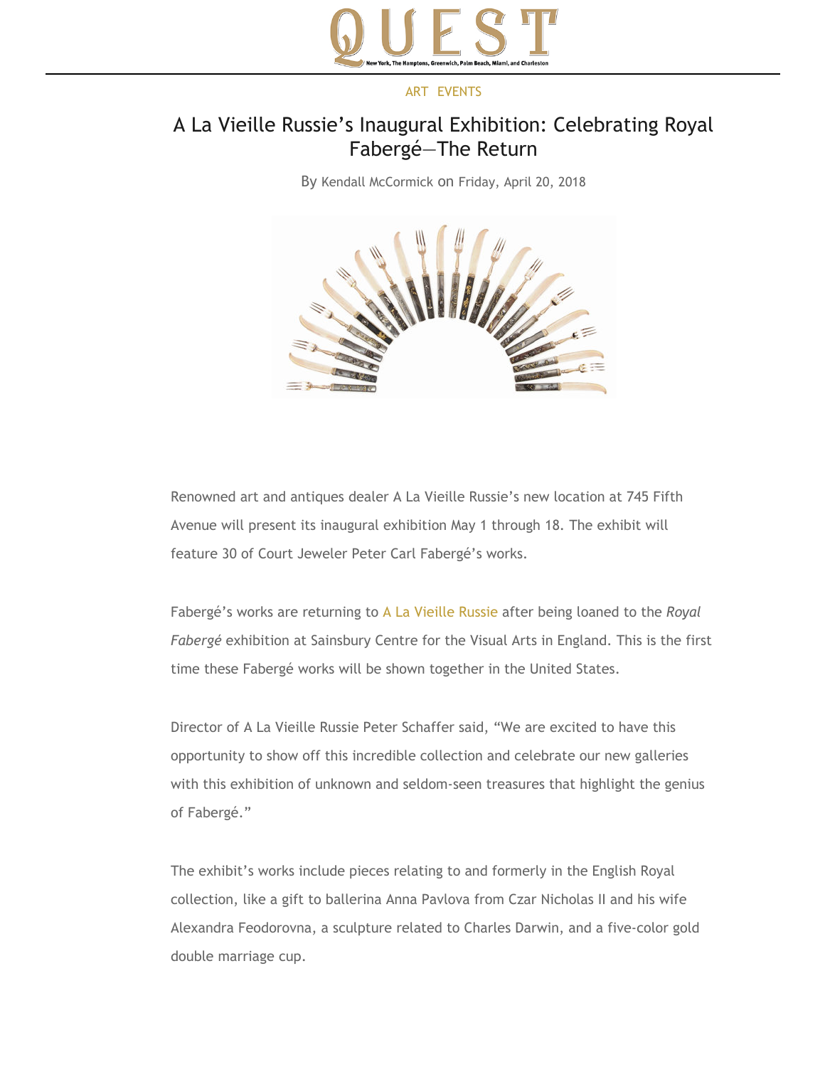ART EVENTS

# A La Vieille Russie's Inaugural Exhibition: Celebrating Royal Fabergé—The Return

By Kendall McCormick on Friday, April 20, 2018

Renowned art and antiques dealer A La Vieille Russie's new location at 745 Fifth Avenue will present its inaugural exhibition May 1 through 18. The exhibit will feature 30 of Court Jeweler Peter Carl Fabergé's works.

Fabergé's works are returning to A La Vieille Russie after being loaned to the *Royal Fabergé* exhibition at Sainsbury Centre for the Visual Arts in England. This is the first time these Fabergé works will be shown together in the United States.

Director of A La Vieille Russie Peter Schaffer said, "We are excited to have this opportunity to show off this incredible collection and celebrate our new galleries with this exhibition of unknown and seldom-seen treasures that highlight the genius of Fabergé."

The exhibit's works include pieces relating to and formerly in the English Royal collection, like a gift to ballerina Anna Pavlova from Czar Nicholas II and his wife Alexandra Feodorovna, a sculpture related to Charles Darwin, and a five-color gold double marriage cup.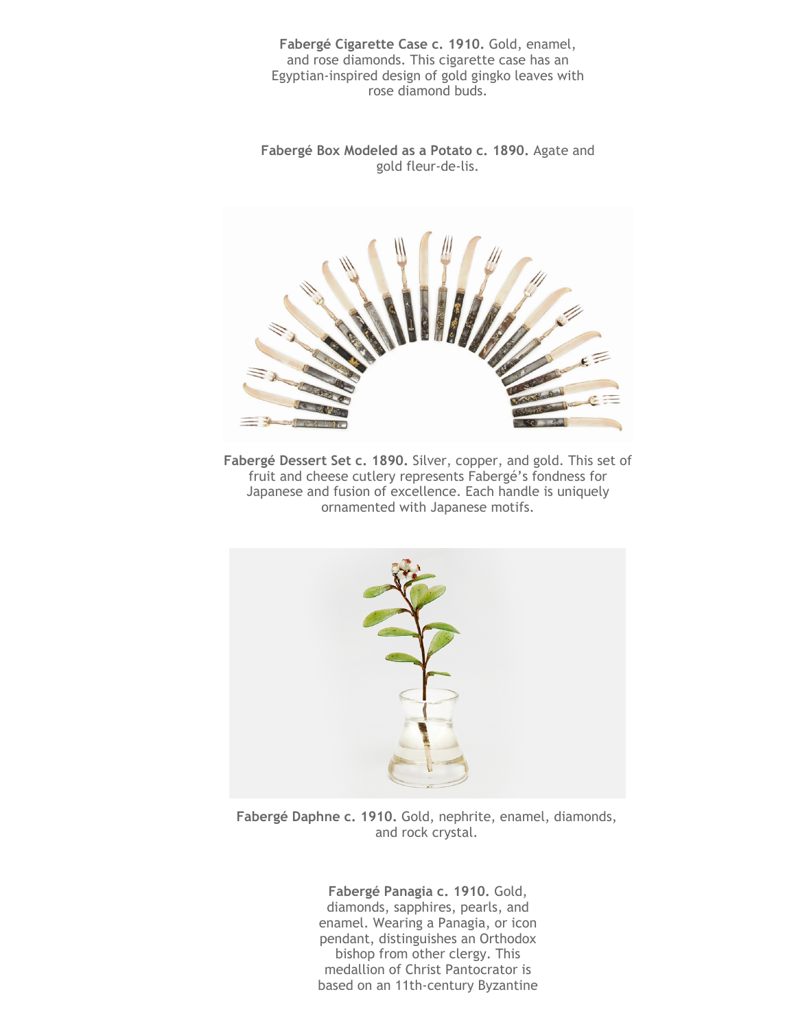**Fabergé Cigarette Case c. 1910.** Gold, enamel, and rose diamonds. This cigarette case has an Egyptian-inspired design of gold gingko leaves with rose diamond buds.

**Fabergé Box Modeled as a Potato c. 1890.** Agate and gold fleur-de-lis.

**Fabergé Dessert Set c. 1890.** Silver, copper, and gold. This set of fruit and cheese cutlery represents Fabergé's fondness for Japanese and fusion of excellence. Each handle is uniquely ornamented with Japanese motifs.

**Fabergé Daphne c. 1910.** Gold, nephrite, enamel, diamonds, and rock crystal.

**Fabergé Panagia c. 1910.** Gold, diamonds, sapphires, pearls, and enamel. Wearing a Panagia, or icon pendant, distinguishes an Orthodox bishop from other clergy. This medallion of Christ Pantocrator is based on an 11th-century Byzantine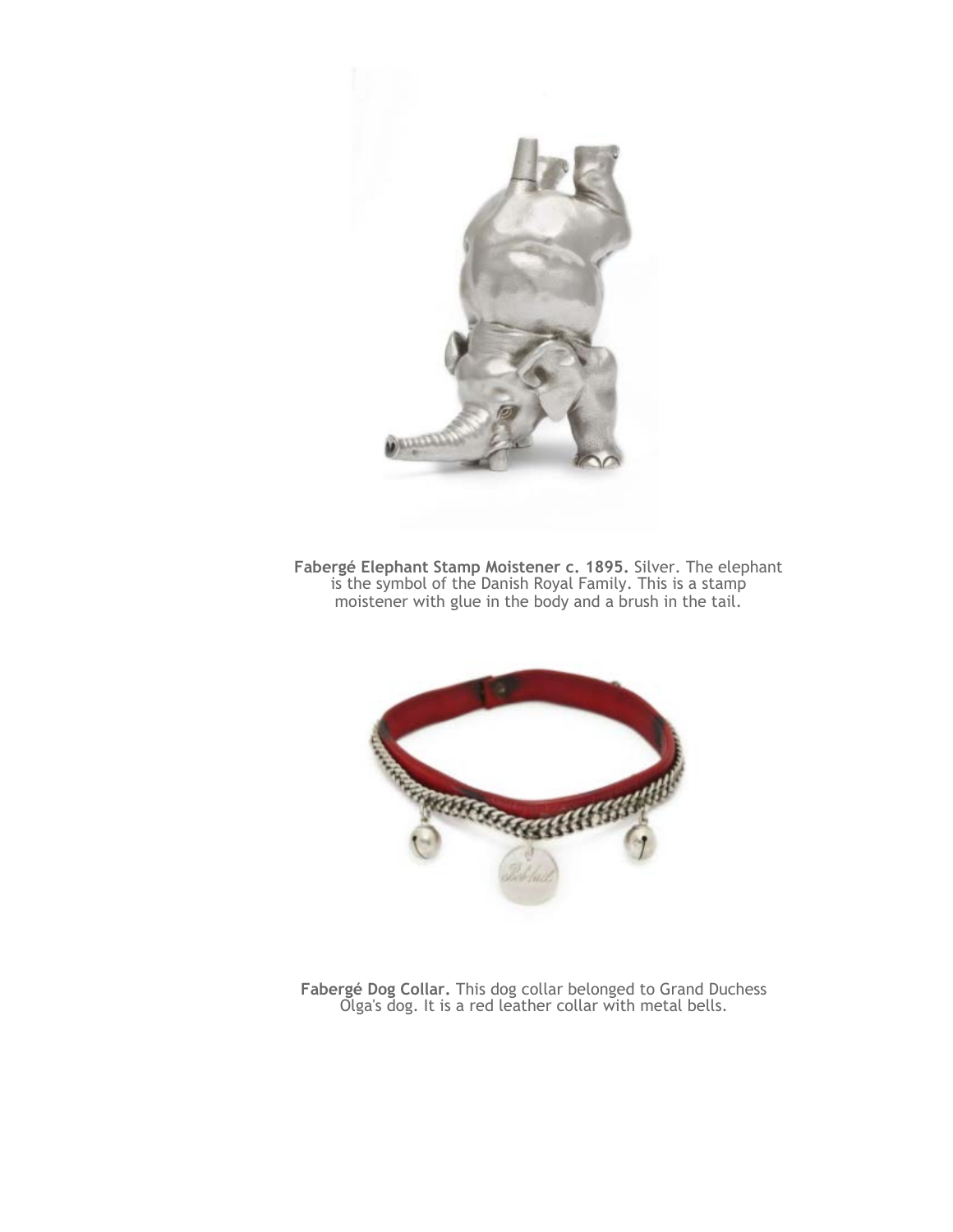**Fabergé Elephant Stamp Moistener c. 1895.** Silver. The elephant is the symbol of the Danish Royal Family. This is a stamp moistener with glue in the body and a brush in the tail.

**Fabergé Dog Collar.** This dog collar belonged to Grand Duchess Olga's dog. It is a red leather collar with metal bells.